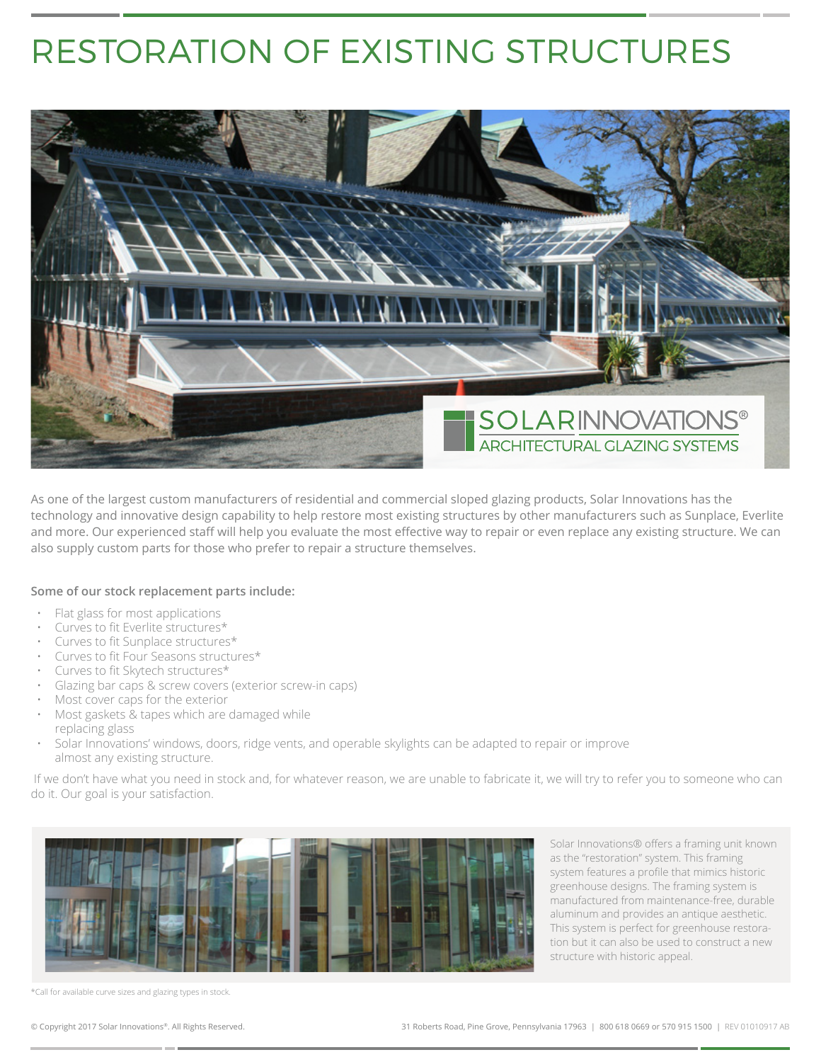# RESTORATION OF EXISTING STRUCTURES

As one of the largest custom manufacturers of residential and commercial sloped glazing products, Solar Innovations has the technology and innovative design capability to help restore most existing structures by other manufacturers such as Sunplace, Everlite and more. Our experienced staff will help you evaluate the most effective way to repair or even replace any existing structure. We can also supply custom parts for those who prefer to repair a structure themselves.

**Some of our stock replacement parts include:**

- Flat glass for most applications
- Curves to fit Everlite structures*
- Curves to fit Sunplace structures*
- Curves to fit Four Seasons structures*
- Curves to fit Skytech structures*
- Glazing bar caps & screw covers (exterior screw-in caps)
- Most cover caps for the exterior
- Most gaskets & tapes which are damaged while replacing glass
- Solar Innovations' windows, doors, ridge vents, and operable skylights can be adapted to repair or improve almost any existing structure.

If we don't have what you need in stock and, for whatever reason, we are unable to fabricate it, we will try to refer you to someone who can do it. Our goal is your satisfaction.

Solar Innovations® offers a framing unit known as the "restoration" system. This framing system features a profile that mimics historic greenhouse designs. The framing system is manufactured from maintenance-free, durable aluminum and provides an antique aesthetic. This system is perfect for greenhouse restoration but it can also be used to construct a new structure with historic appeal.

*Call for available curve sizes and glazing types in stock.

© Copyright 2017 Solar Innovations®. All Rights Reserved. 31 Roberts Road, Pine Grove, Pennsylvania 17963 | 800 618 0669 or 570 915 1500 | REV 01010917 AB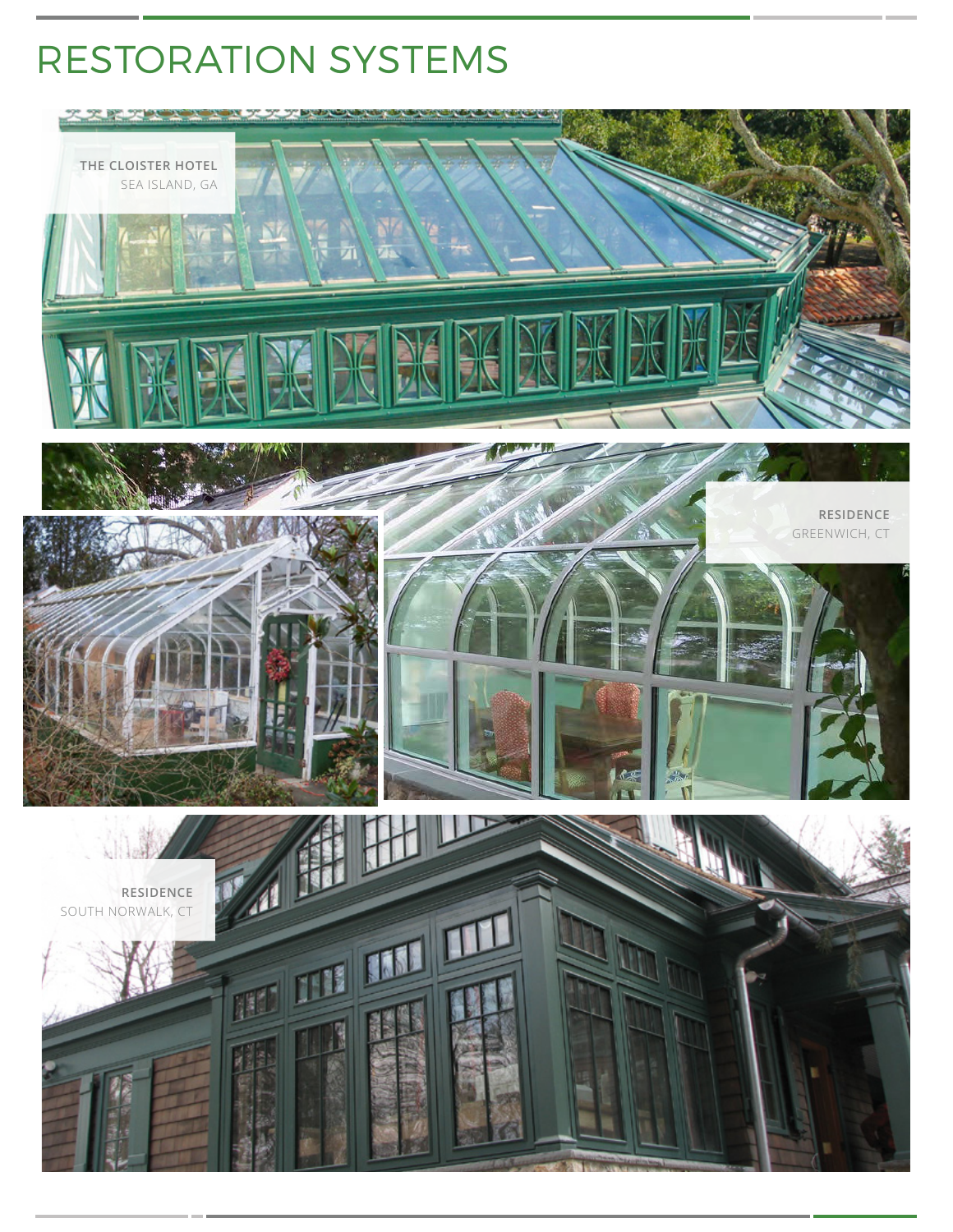# RESTORATION SYSTEMS

**THE CLOISTER HOTEL**
SEA ISLAND, GA

**RESIDENCE**
GREENWICH, CT

**RESIDENCE**
SOUTH NORWALK, CT